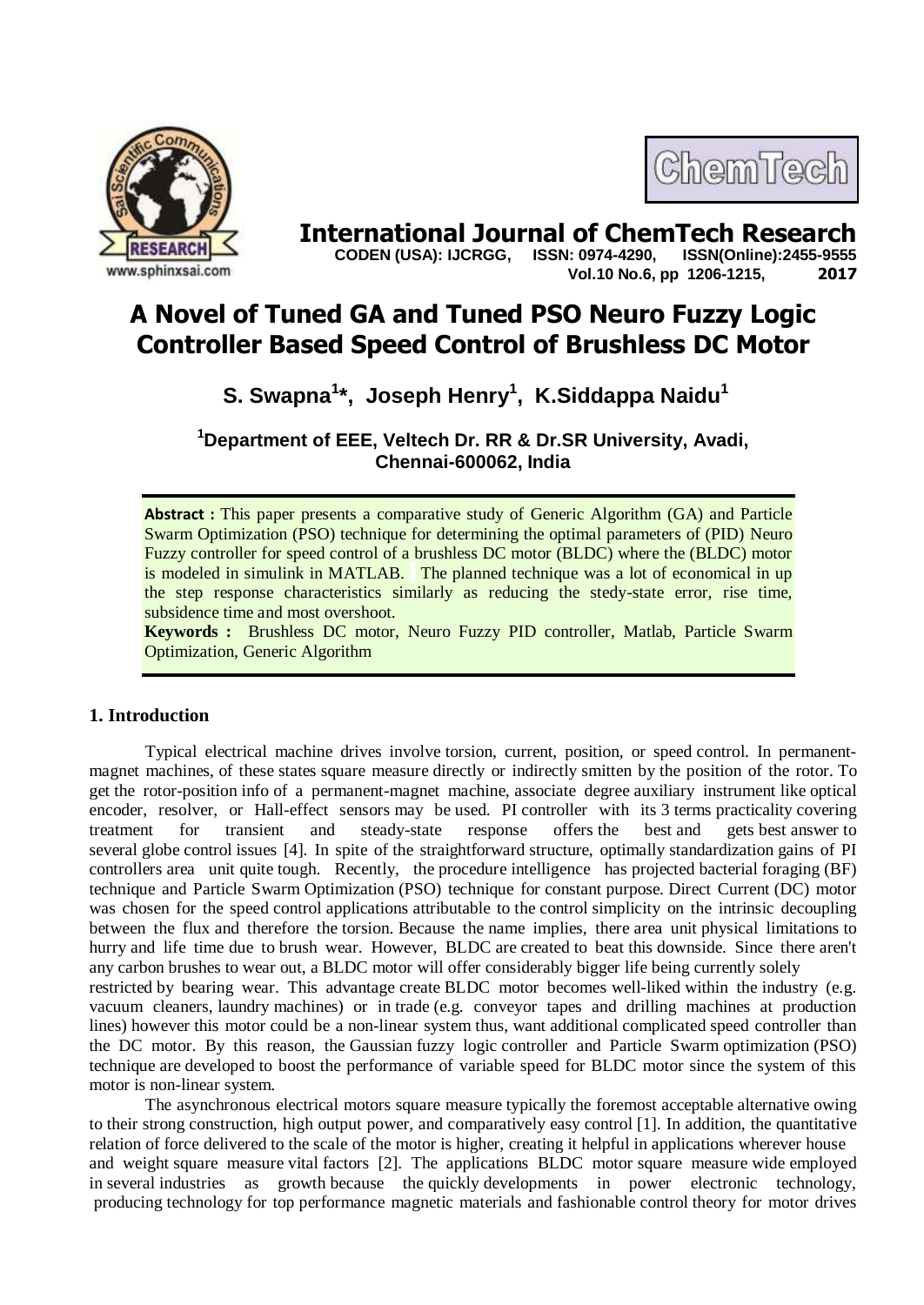# A Novel of Tuned GA and Tuned PSO Neuro Fuzzy Logic Controller Based Speed Control of Brushless DC Motor

**S. Swapna[1]*, Joseph Henry[1], K.Siddappa Naidu[1]**

[1]Department of EEE, Veltech Dr. RR & Dr.SR University, Avadi, Chennai-600062, India

**Abstract :** This paper presents a comparative study of Generic Algorithm (GA) and Particle Swarm Optimization (PSO) technique for determining the optimal parameters of (PID) Neuro Fuzzy controller for speed control of a brushless DC motor (BLDC) where the (BLDC) motor is modeled in simulink in MATLAB. The planned technique was a lot of economical in up the step response characteristics similarly as reducing the stedy-state error, rise time, subsidence time and most overshoot.

**Keywords :** Brushless DC motor, Neuro Fuzzy PID controller, Matlab, Particle Swarm Optimization, Generic Algorithm

## 1. Introduction

Typical electrical machine drives involve torsion, current, position, or speed control. In permanent-magnet machines, of these states square measure directly or indirectly smitten by the position of the rotor. To get the rotor-position info of a permanent-magnet machine, associate degree auxiliary instrument like optical encoder, resolver, or Hall-effect sensors may be used. PI controller with its 3 terms practicality covering treatment for transient and steady-state response offers the best and gets best answer to several globe control issues [4]. In spite of the straightforward structure, optimally standardization gains of PI controllers area unit quite tough. Recently, the procedure intelligence has projected bacterial foraging (BF) technique and Particle Swarm Optimization (PSO) technique for constant purpose. Direct Current (DC) motor was chosen for the speed control applications attributable to the control simplicity on the intrinsic decoupling between the flux and therefore the torsion. Because the name implies, there area unit physical limitations to hurry and life time due to brush wear. However, BLDC are created to beat this downside. Since there aren't any carbon brushes to wear out, a BLDC motor will offer considerably bigger life being currently solely restricted by bearing wear. This advantage create BLDC motor becomes well-liked within the industry (e.g. vacuum cleaners, laundry machines) or in trade (e.g. conveyor tapes and drilling machines at production lines) however this motor could be a non-linear system thus, want additional complicated speed controller than the DC motor. By this reason, the Gaussian fuzzy logic controller and Particle Swarm optimization (PSO) technique are developed to boost the performance of variable speed for BLDC motor since the system of this motor is non-linear system.

The asynchronous electrical motors square measure typically the foremost acceptable alternative owing to their strong construction, high output power, and comparatively easy control [1]. In addition, the quantitative relation of force delivered to the scale of the motor is higher, creating it helpful in applications wherever house and weight square measure vital factors [2]. The applications BLDC motor square measure wide employed in several industries as growth because the quickly developments in power electronic technology, producing technology for top performance magnetic materials and fashionable control theory for motor drives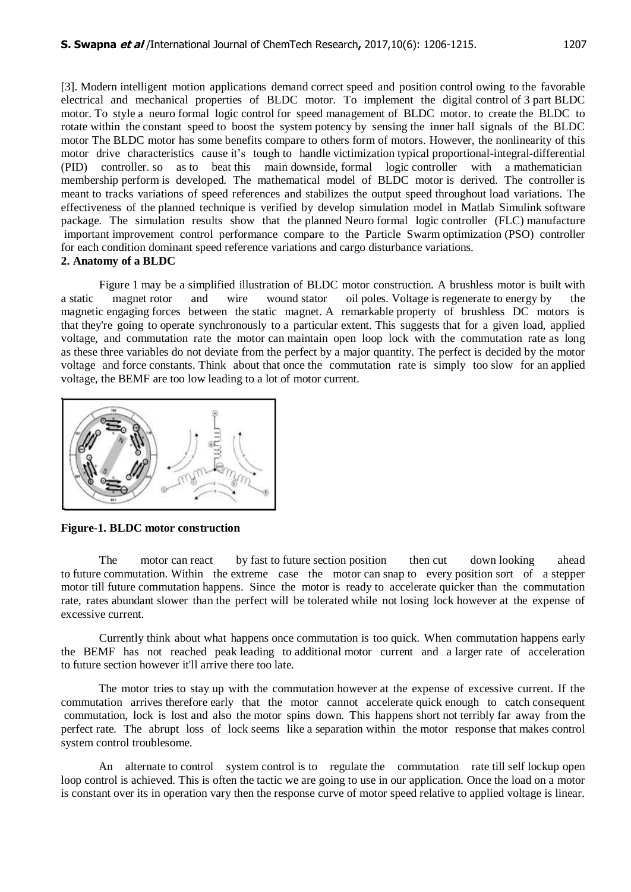[3]. Modern intelligent motion applications demand correct speed and position control owing to the favorable electrical and mechanical properties of BLDC motor. To implement the digital control of 3 part BLDC motor. To style a neuro formal logic control for speed management of BLDC motor. to create the BLDC to rotate within the constant speed to boost the system potency by sensing the inner hall signals of the BLDC motor The BLDC motor has some benefits compare to others form of motors. However, the nonlinearity of this motor drive characteristics cause it's tough to handle victimization typical proportional-integral-differential (PID) controller. so as to beat this main downside, formal logic controller with a mathematician membership perform is developed. The mathematical model of BLDC motor is derived. The controller is meant to tracks variations of speed references and stabilizes the output speed throughout load variations. The effectiveness of the planned technique is verified by develop simulation model in Matlab Simulink software package. The simulation results show that the planned Neuro formal logic controller (FLC) manufacture important improvement control performance compare to the Particle Swarm optimization (PSO) controller for each condition dominant speed reference variations and cargo disturbance variations.

## 2. Anatomy of a BLDC

Figure 1 may be a simplified illustration of BLDC motor construction. A brushless motor is built with a static magnet rotor and wire wound stator oil poles. Voltage is regenerate to energy by the magnetic engaging forces between the static magnet. A remarkable property of brushless DC motors is that they're going to operate synchronously to a particular extent. This suggests that for a given load, applied voltage, and commutation rate the motor can maintain open loop lock with the commutation rate as long as these three variables do not deviate from the perfect by a major quantity. The perfect is decided by the motor voltage and force constants. Think about that once the commutation rate is simply too slow for an applied voltage, the BEMF are too low leading to a lot of motor current.

**Figure-1. BLDC motor construction**

The motor can react by fast to future section position then cut down looking ahead to future commutation. Within the extreme case the motor can snap to every position sort of a stepper motor till future commutation happens. Since the motor is ready to accelerate quicker than the commutation rate, rates abundant slower than the perfect will be tolerated while not losing lock however at the expense of excessive current.

Currently think about what happens once commutation is too quick. When commutation happens early the BEMF has not reached peak leading to additional motor current and a larger rate of acceleration to future section however it'll arrive there too late.

The motor tries to stay up with the commutation however at the expense of excessive current. If the commutation arrives therefore early that the motor cannot accelerate quick enough to catch consequent commutation, lock is lost and also the motor spins down. This happens short not terribly far away from the perfect rate. The abrupt loss of lock seems like a separation within the motor response that makes control system control troublesome.

An alternate to control system control is to regulate the commutation rate till self lockup open loop control is achieved. This is often the tactic we are going to use in our application. Once the load on a motor is constant over its in operation vary then the response curve of motor speed relative to applied voltage is linear.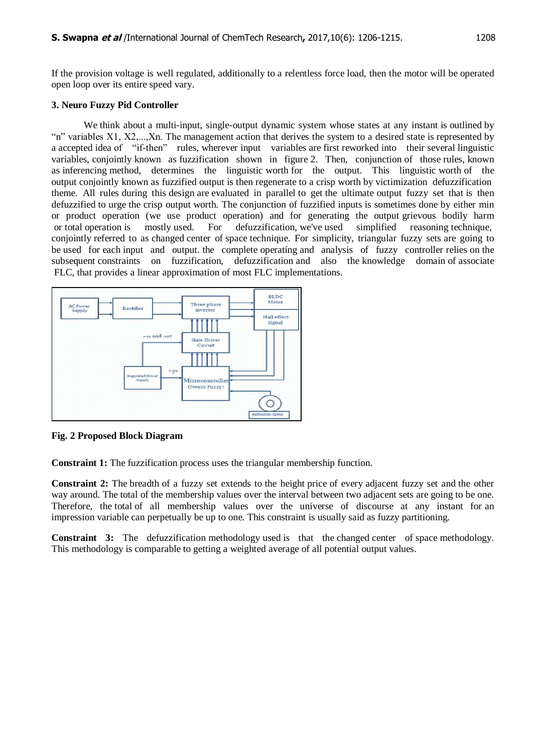If the provision voltage is well regulated, additionally to a relentless force load, then the motor will be operated open loop over its entire speed vary.

### 3. Neuro Fuzzy Pid Controller

We think about a multi-input, single-output dynamic system whose states at any instant is outlined by "n" variables X1, X2,...,Xn. The management action that derives the system to a desired state is represented by a accepted idea of "if-then" rules, wherever input variables are first reworked into their several linguistic variables, conjointly known as fuzzification shown in figure 2. Then, conjunction of those rules, known as inferencing method, determines the linguistic worth for the output. This linguistic worth of the output conjointly known as fuzzified output is then regenerate to a crisp worth by victimization defuzzification theme. All rules during this design are evaluated in parallel to get the ultimate output fuzzy set that is then defuzzified to urge the crisp output worth. The conjunction of fuzzified inputs is sometimes done by either min or product operation (we use product operation) and for generating the output grievous bodily harm or total operation is mostly used. For defuzzification, we've used simplified reasoning technique, conjointly referred to as changed center of space technique. For simplicity, triangular fuzzy sets are going to be used for each input and output. the complete operating and analysis of fuzzy controller relies on the subsequent constraints on fuzzification, defuzzification and also the knowledge domain of associate FLC, that provides a linear approximation of most FLC implementations.

**Fig. 2 Proposed Block Diagram**

**Constraint 1:** The fuzzification process uses the triangular membership function.

**Constraint 2:** The breadth of a fuzzy set extends to the height price of every adjacent fuzzy set and the other way around. The total of the membership values over the interval between two adjacent sets are going to be one. Therefore, the total of all membership values over the universe of discourse at any instant for an impression variable can perpetually be up to one. This constraint is usually said as fuzzy partitioning.

**Constraint 3:** The defuzzification methodology used is that the changed center of space methodology. This methodology is comparable to getting a weighted average of all potential output values.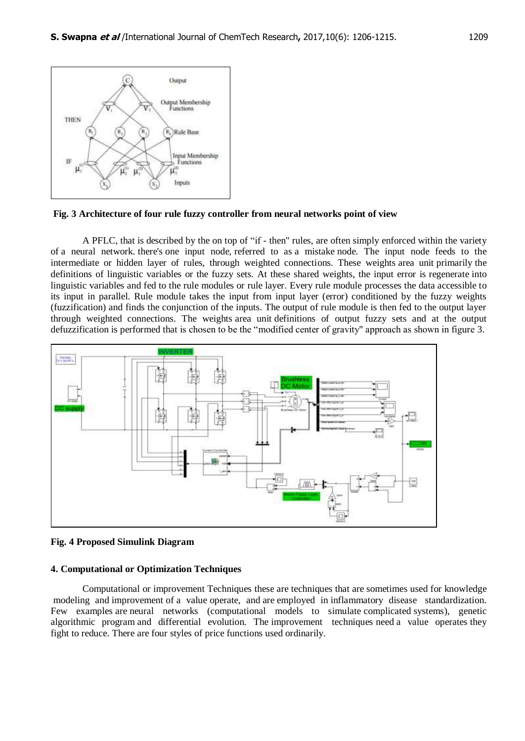**Fig. 3 Architecture of four rule fuzzy controller from neural networks point of view**

A PFLC, that is described by the on top of "if - then" rules, are often simply enforced within the variety of a neural network. there's one input node, referred to as a mistake node. The input node feeds to the intermediate or hidden layer of rules, through weighted connections. These weights area unit primarily the definitions of linguistic variables or the fuzzy sets. At these shared weights, the input error is regenerate into linguistic variables and fed to the rule modules or rule layer. Every rule module processes the data accessible to its input in parallel. Rule module takes the input from input layer (error) conditioned by the fuzzy weights (fuzzification) and finds the conjunction of the inputs. The output of rule module is then fed to the output layer through weighted connections. The weights area unit definitions of output fuzzy sets and at the output defuzzification is performed that is chosen to be the "modified center of gravity" approach as shown in figure 3.

**Fig. 4 Proposed Simulink Diagram**

### 4. Computational or Optimization Techniques

Computational or improvement Techniques these are techniques that are sometimes used for knowledge modeling and improvement of a value operate, and are employed in inflammatory disease standardization. Few examples are neural networks (computational models to simulate complicated systems), genetic algorithmic program and differential evolution. The improvement techniques need a value operates they fight to reduce. There are four styles of price functions used ordinarily.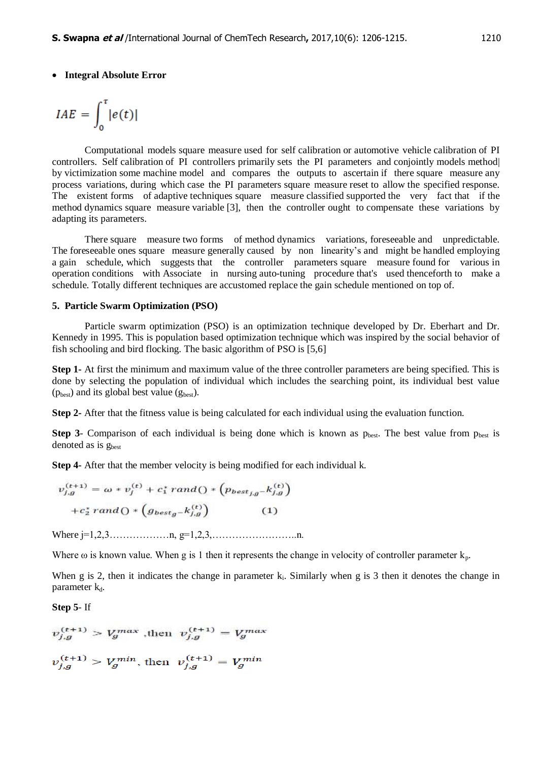- **Integral Absolute Error**

$$IAE = \int_0^{\tau} |e(t)|$$

Computational models square measure used for self calibration or automotive vehicle calibration of PI controllers. Self calibration of PI controllers primarily sets the PI parameters and conjointly models method| by victimization some machine model and compares the outputs to ascertain if there square measure any process variations, during which case the PI parameters square measure reset to allow the specified response. The existent forms of adaptive techniques square measure classified supported the very fact that if the method dynamics square measure variable [3], then the controller ought to compensate these variations by adapting its parameters.

There square measure two forms of method dynamics variations, foreseeable and unpredictable. The foreseeable ones square measure generally caused by non linearity's and might be handled employing a gain schedule, which suggests that the controller parameters square measure found for various in operation conditions with Associate in nursing auto-tuning procedure that's used thenceforth to make a schedule. Totally different techniques are accustomed replace the gain schedule mentioned on top of.

## 5. Particle Swarm Optimization (PSO)

Particle swarm optimization (PSO) is an optimization technique developed by Dr. Eberhart and Dr. Kennedy in 1995. This is population based optimization technique which was inspired by the social behavior of fish schooling and bird flocking. The basic algorithm of PSO is [5,6]

**Step 1-** At first the minimum and maximum value of the three controller parameters are being specified. This is done by selecting the population of individual which includes the searching point, its individual best value ($p_{best}$) and its global best value ($g_{best}$).

**Step 2-** After that the fitness value is being calculated for each individual using the evaluation function.

**Step 3-** Comparison of each individual is being done which is known as $p_{best}$. The best value from $p_{best}$ is denoted as is $g_{best}$

**Step 4-** After that the member velocity is being modified for each individual k.

$$v_{j,g}^{(t+1)} = \omega * v_j^{(t)} + c_1^* \, rand() * \left(p_{best_{j,g}} - k_{j,g}^{(t)}\right) + c_2^* \, rand() * \left(g_{best_g} - k_{j,g}^{(t)}\right) \quad (1)$$

Where j=1,2,3………………n, g=1,2,3,……………………..n.

Where ω is known value. When g is 1 then it represents the change in velocity of controller parameter $k_p$.

When g is 2, then it indicates the change in parameter $k_i$. Similarly when g is 3 then it denotes the change in parameter $k_d$.

**Step 5-** If

$$v_{j,g}^{(t+1)} > V_g^{max} \text{ ,then } v_{j,g}^{(t+1)} = V_g^{max}$$

$$v_{j,g}^{(t+1)} > V_g^{min} \text{, then } v_{j,g}^{(t+1)} = V_g^{min}$$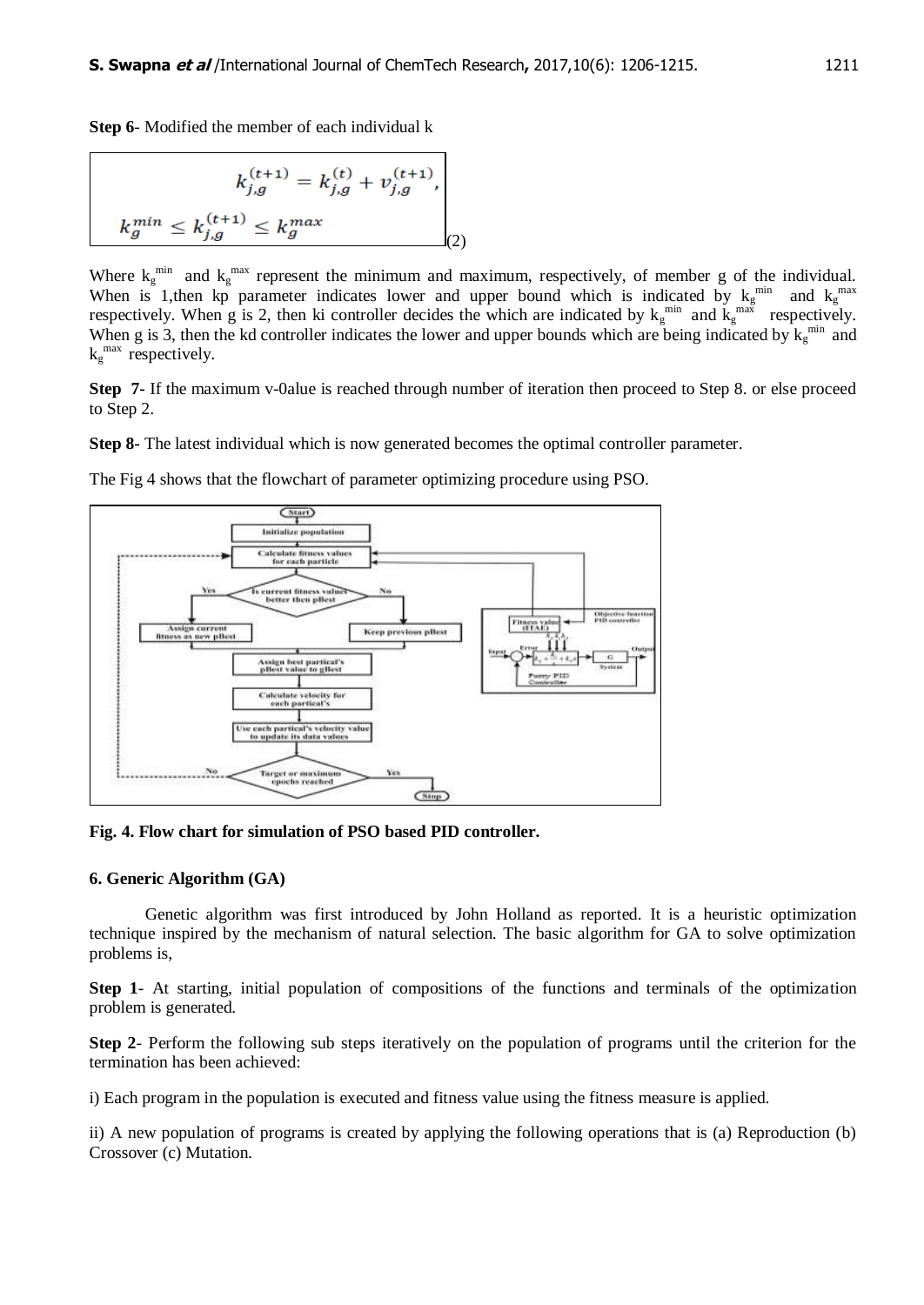**Step 6**- Modified the member of each individual k

$$k_{j,g}^{(t+1)} = k_{j,g}^{(t)} + v_{j,g}^{(t+1)},$$
$$k_g^{min} \leq k_{j,g}^{(t+1)} \leq k_g^{max} \quad (2)$$

Where $k_g^{min}$ and $k_g^{max}$ represent the minimum and maximum, respectively, of member g of the individual. When is 1,then kp parameter indicates lower and upper bound which is indicated by $k_g^{min}$ and $k_g^{max}$ respectively. When g is 2, then ki controller decides the which are indicated by $k_g^{min}$ and $k_g^{max}$ respectively. When g is 3, then the kd controller indicates the lower and upper bounds which are being indicated by $k_g^{min}$ and $k_g^{max}$ respectively.

**Step 7-** If the maximum v-0alue is reached through number of iteration then proceed to Step 8. or else proceed to Step 2.

**Step 8-** The latest individual which is now generated becomes the optimal controller parameter.

The Fig 4 shows that the flowchart of parameter optimizing procedure using PSO.

**Fig. 4. Flow chart for simulation of PSO based PID controller.**

**6. Generic Algorithm (GA)**

Genetic algorithm was first introduced by John Holland as reported. It is a heuristic optimization technique inspired by the mechanism of natural selection. The basic algorithm for GA to solve optimization problems is,

**Step 1**- At starting, initial population of compositions of the functions and terminals of the optimization problem is generated.

**Step 2**- Perform the following sub steps iteratively on the population of programs until the criterion for the termination has been achieved:

i) Each program in the population is executed and fitness value using the fitness measure is applied.

ii) A new population of programs is created by applying the following operations that is (a) Reproduction (b) Crossover (c) Mutation.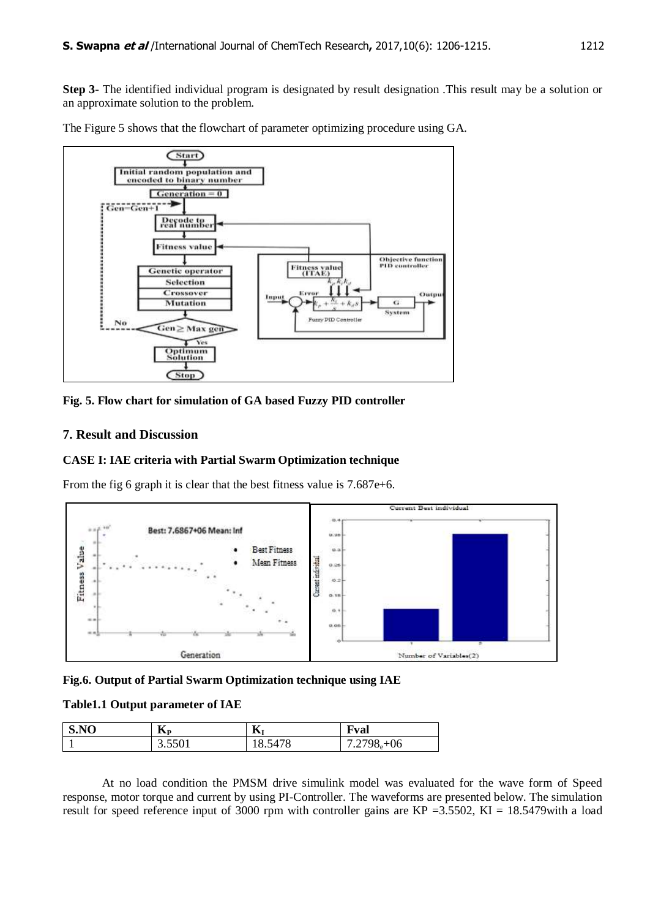**Step 3**- The identified individual program is designated by result designation .This result may be a solution or an approximate solution to the problem.

The Figure 5 shows that the flowchart of parameter optimizing procedure using GA.

**Fig. 5. Flow chart for simulation of GA based Fuzzy PID controller**

## 7. Result and Discussion

### CASE I: IAE criteria with Partial Swarm Optimization technique

From the fig 6 graph it is clear that the best fitness value is 7.687e+6.

**Fig.6. Output of Partial Swarm Optimization technique using IAE**

**Table1.1 Output parameter of IAE**

| S.NO | $K_P$ | $K_I$ | Fval |
|---|---|---|---|
| 1 | 3.5501 | 18.5478 | $7.2798_e$+06 |

At no load condition the PMSM drive simulink model was evaluated for the wave form of Speed response, motor torque and current by using PI-Controller. The waveforms are presented below. The simulation result for speed reference input of 3000 rpm with controller gains are KP =3.5502, KI = 18.5479with a load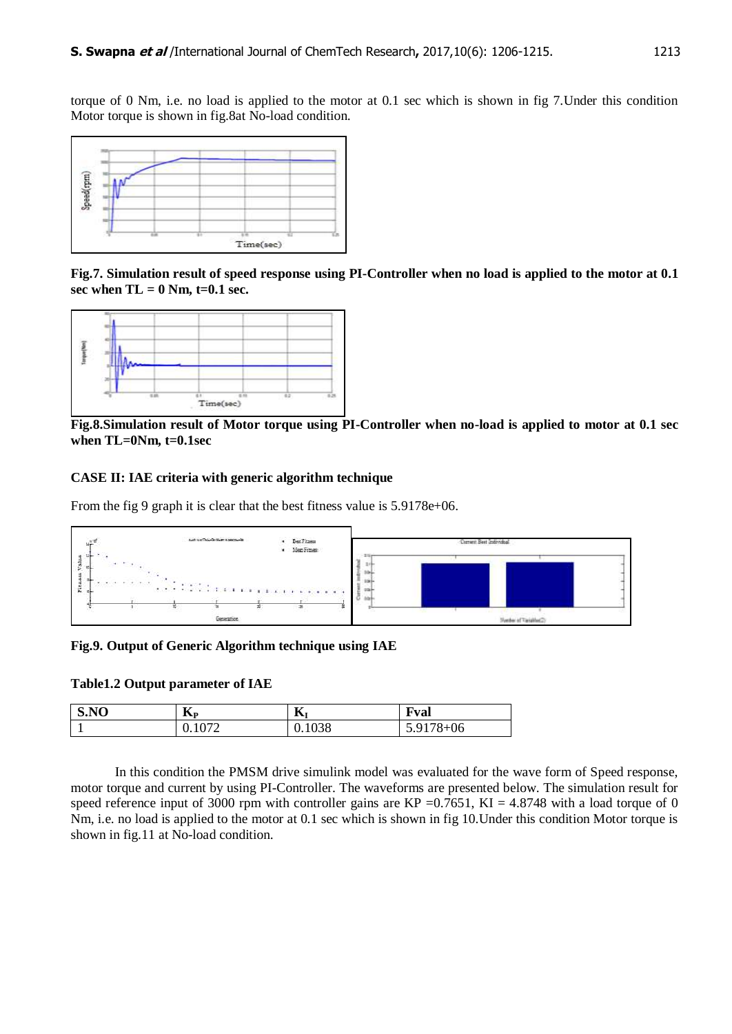torque of 0 Nm, i.e. no load is applied to the motor at 0.1 sec which is shown in fig 7.Under this condition Motor torque is shown in fig.8at No-load condition.

**Fig.7. Simulation result of speed response using PI-Controller when no load is applied to the motor at 0.1 sec when TL = 0 Nm, t=0.1 sec.**

**Fig.8.Simulation result of Motor torque using PI-Controller when no-load is applied to motor at 0.1 sec when TL=0Nm, t=0.1sec**

### CASE II: IAE criteria with generic algorithm technique

From the fig 9 graph it is clear that the best fitness value is 5.9178e+06.

**Fig.9. Output of Generic Algorithm technique using IAE**

**Table1.2 Output parameter of IAE**

| S.NO | $K_P$ | $K_I$ | Fval |
|---|---|---|---|
| 1 | 0.1072 | 0.1038 | 5.9178+06 |

In this condition the PMSM drive simulink model was evaluated for the wave form of Speed response, motor torque and current by using PI-Controller. The waveforms are presented below. The simulation result for speed reference input of 3000 rpm with controller gains are KP =0.7651, KI = 4.8748 with a load torque of 0 Nm, i.e. no load is applied to the motor at 0.1 sec which is shown in fig 10.Under this condition Motor torque is shown in fig.11 at No-load condition.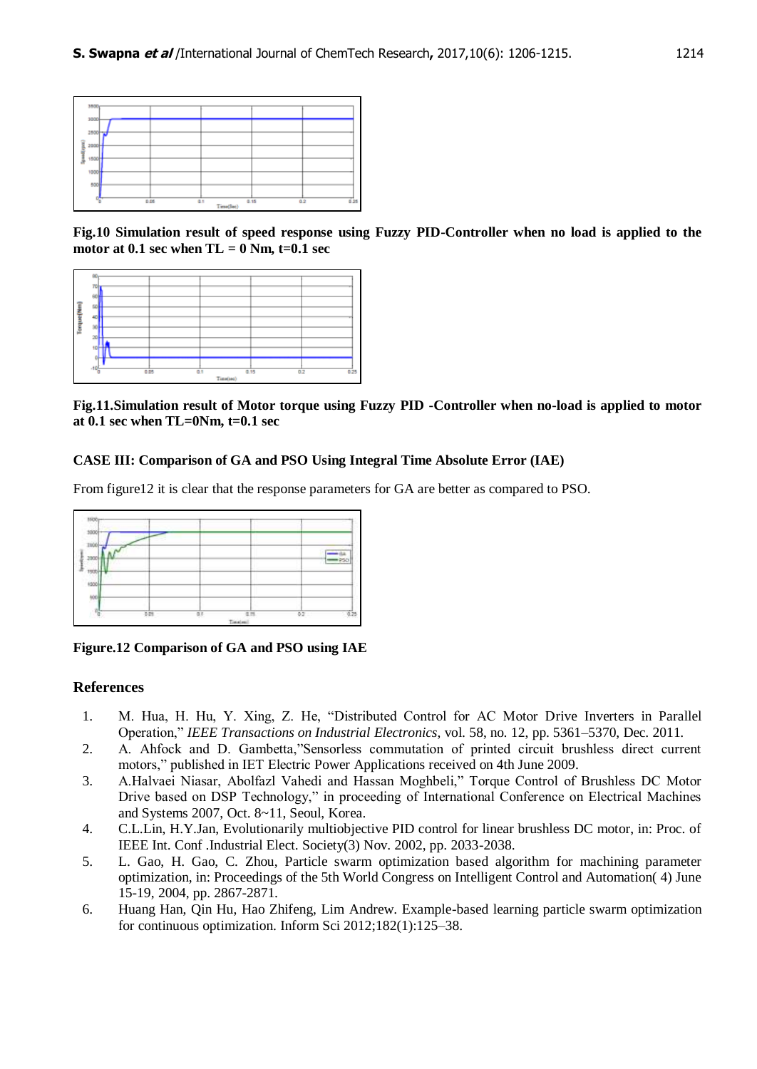**Fig.10 Simulation result of speed response using Fuzzy PID-Controller when no load is applied to the motor at 0.1 sec when TL = 0 Nm, t=0.1 sec**

**Fig.11.Simulation result of Motor torque using Fuzzy PID -Controller when no-load is applied to motor at 0.1 sec when TL=0Nm, t=0.1 sec**

**CASE III: Comparison of GA and PSO Using Integral Time Absolute Error (IAE)**

From figure12 it is clear that the response parameters for GA are better as compared to PSO.

**Figure.12 Comparison of GA and PSO using IAE**

## References

1. M. Hua, H. Hu, Y. Xing, Z. He, "Distributed Control for AC Motor Drive Inverters in Parallel Operation," *IEEE Transactions on Industrial Electronics*, vol. 58, no. 12, pp. 5361–5370, Dec. 2011.
2. A. Ahfock and D. Gambetta,"Sensorless commutation of printed circuit brushless direct current motors," published in IET Electric Power Applications received on 4th June 2009.
3. A.Halvaei Niasar, Abolfazl Vahedi and Hassan Moghbeli," Torque Control of Brushless DC Motor Drive based on DSP Technology," in proceeding of International Conference on Electrical Machines and Systems 2007, Oct. 8~11, Seoul, Korea.
4. C.L.Lin, H.Y.Jan, Evolutionarily multiobjective PID control for linear brushless DC motor, in: Proc. of IEEE Int. Conf .Industrial Elect. Society(3) Nov. 2002, pp. 2033-2038.
5. L. Gao, H. Gao, C. Zhou, Particle swarm optimization based algorithm for machining parameter optimization, in: Proceedings of the 5th World Congress on Intelligent Control and Automation( 4) June 15-19, 2004, pp. 2867-2871.
6. Huang Han, Qin Hu, Hao Zhifeng, Lim Andrew. Example-based learning particle swarm optimization for continuous optimization. Inform Sci 2012;182(1):125–38.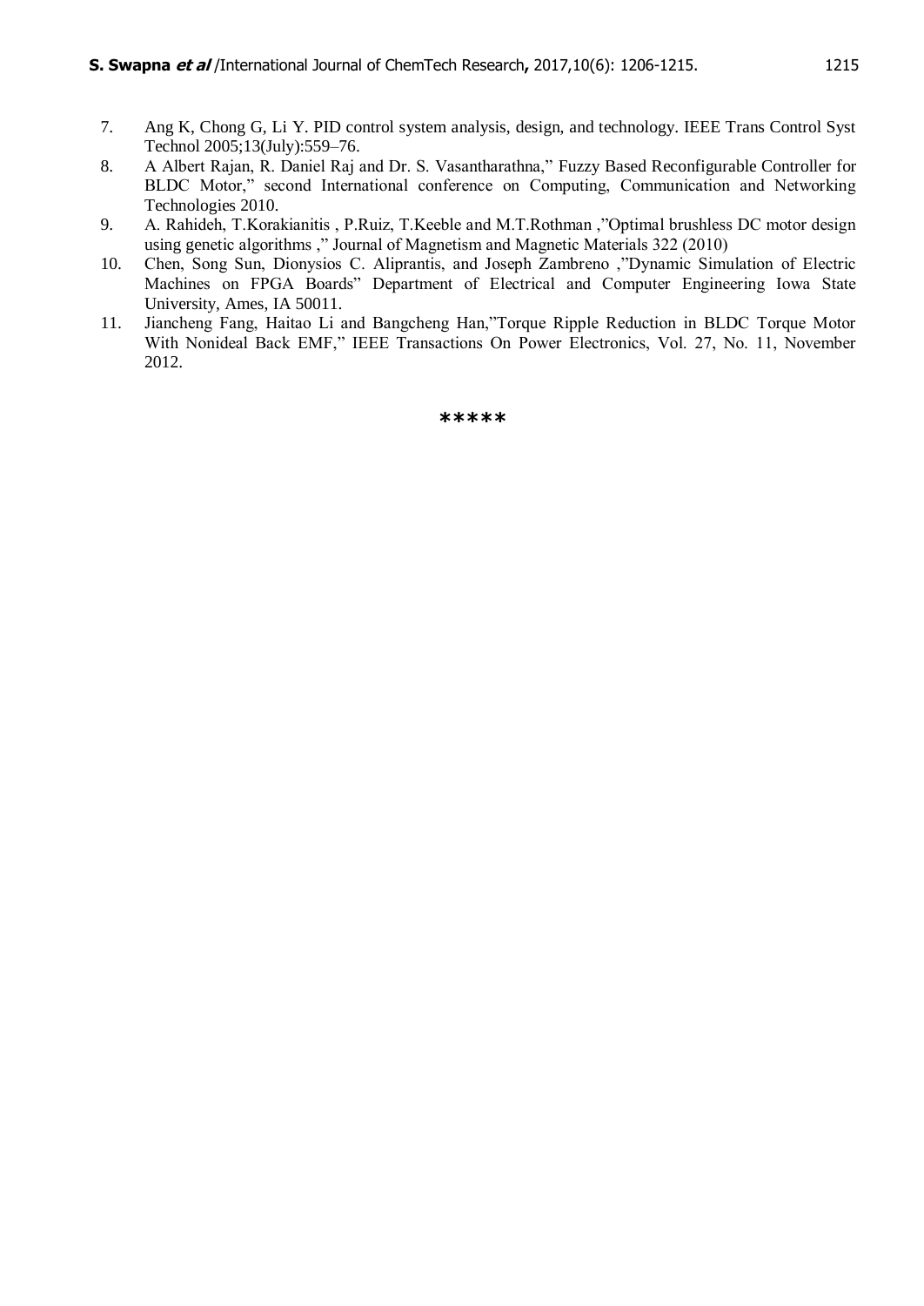7. Ang K, Chong G, Li Y. PID control system analysis, design, and technology. IEEE Trans Control Syst Technol 2005;13(July):559–76.
8. A Albert Rajan, R. Daniel Raj and Dr. S. Vasantharathna," Fuzzy Based Reconfigurable Controller for BLDC Motor," second International conference on Computing, Communication and Networking Technologies 2010.
9. A. Rahideh, T.Korakianitis , P.Ruiz, T.Keeble and M.T.Rothman ,"Optimal brushless DC motor design using genetic algorithms ," Journal of Magnetism and Magnetic Materials 322 (2010)
10. Chen, Song Sun, Dionysios C. Aliprantis, and Joseph Zambreno ,"Dynamic Simulation of Electric Machines on FPGA Boards" Department of Electrical and Computer Engineering Iowa State University, Ames, IA 50011.
11. Jiancheng Fang, Haitao Li and Bangcheng Han,"Torque Ripple Reduction in BLDC Torque Motor With Nonideal Back EMF," IEEE Transactions On Power Electronics, Vol. 27, No. 11, November 2012.

*****